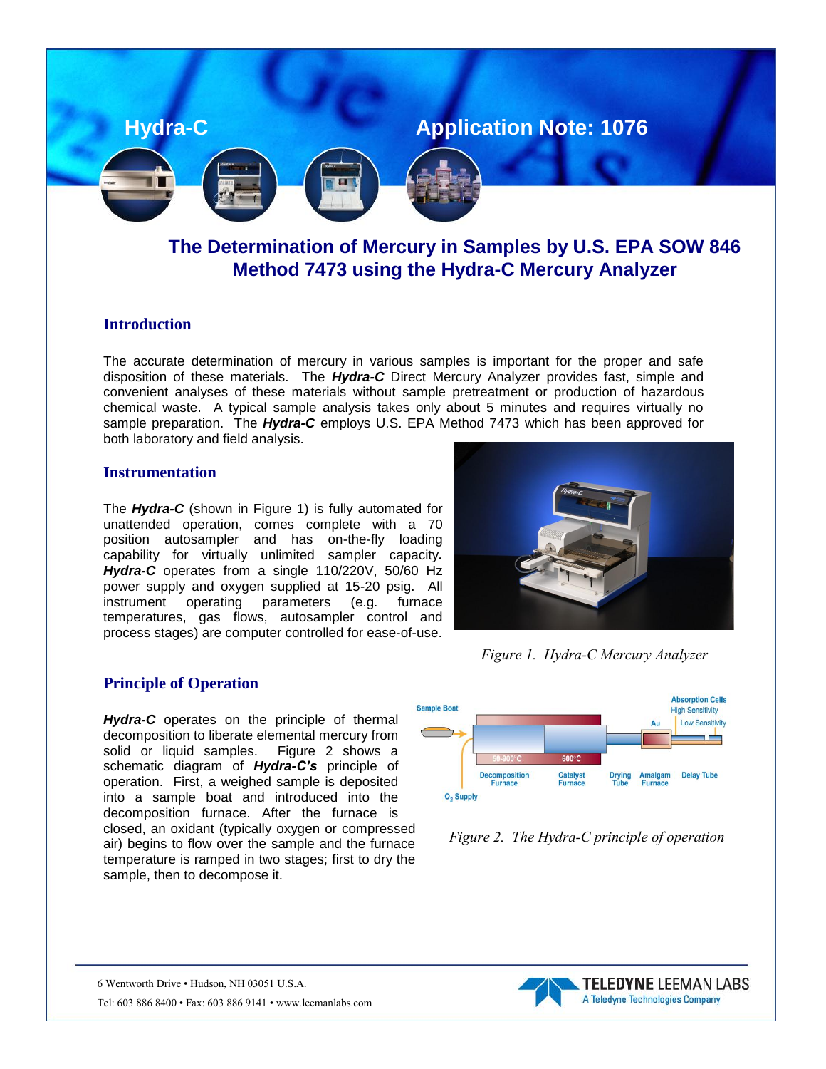Hydra-C

Application Note: 1076

# The Determination of Mercury in Samples by U.S. EPA SOW 846 Method 7473 using the Hydra-C Mercury Analyzer

## Introduction

The accurate determination of mercury in various samples is important for the proper and safe disposition of these materials. The ***Hydra-C*** Direct Mercury Analyzer provides fast, simple and convenient analyses of these materials without sample pretreatment or production of hazardous chemical waste. A typical sample analysis takes only about 5 minutes and requires virtually no sample preparation. The ***Hydra-C*** employs U.S. EPA Method 7473 which has been approved for both laboratory and field analysis.

## Instrumentation

The ***Hydra-C*** (shown in Figure 1) is fully automated for unattended operation, comes complete with a 70 position autosampler and has on-the-fly loading capability for virtually unlimited sampler capacity***.*** ***Hydra-C*** operates from a single 110/220V, 50/60 Hz power supply and oxygen supplied at 15-20 psig. All instrument operating parameters (e.g. furnace temperatures, gas flows, autosampler control and process stages) are computer controlled for ease-of-use.

*Figure 1. Hydra-C Mercury Analyzer*

## Principle of Operation

***Hydra-C*** operates on the principle of thermal decomposition to liberate elemental mercury from solid or liquid samples. Figure 2 shows a schematic diagram of ***Hydra-C's*** principle of operation. First, a weighed sample is deposited into a sample boat and introduced into the decomposition furnace. After the furnace is closed, an oxidant (typically oxygen or compressed air) begins to flow over the sample and the furnace temperature is ramped in two stages; first to dry the sample, then to decompose it.

*Figure 2. The Hydra-C principle of operation*

6 Wentworth Drive • Hudson, NH 03051 U.S.A.
Tel: 603 886 8400 • Fax: 603 886 9141 • www.leemanlabs.com

TELEDYNE LEEMAN LABS
A Teledyne Technologies Company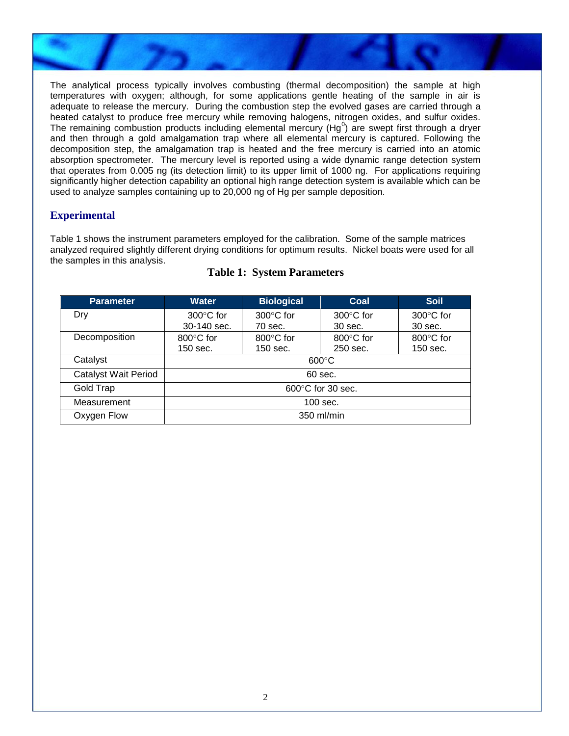The analytical process typically involves combusting (thermal decomposition) the sample at high temperatures with oxygen; although, for some applications gentle heating of the sample in air is adequate to release the mercury. During the combustion step the evolved gases are carried through a heated catalyst to produce free mercury while removing halogens, nitrogen oxides, and sulfur oxides. The remaining combustion products including elemental mercury ($Hg^0$) are swept first through a dryer and then through a gold amalgamation trap where all elemental mercury is captured. Following the decomposition step, the amalgamation trap is heated and the free mercury is carried into an atomic absorption spectrometer. The mercury level is reported using a wide dynamic range detection system that operates from 0.005 ng (its detection limit) to its upper limit of 1000 ng. For applications requiring significantly higher detection capability an optional high range detection system is available which can be used to analyze samples containing up to 20,000 ng of Hg per sample deposition.

## Experimental

Table 1 shows the instrument parameters employed for the calibration. Some of the sample matrices analyzed required slightly different drying conditions for optimum results. Nickel boats were used for all the samples in this analysis.

**Table 1: System Parameters**

| Parameter | Water | Biological | Coal | Soil |
|---|---|---|---|---|
| Dry | 300°C for 30-140 sec. | 300°C for 70 sec. | 300°C for 30 sec. | 300°C for 30 sec. |
| Decomposition | 800°C for 150 sec. | 800°C for 150 sec. | 800°C for 250 sec. | 800°C for 150 sec. |
| Catalyst | 600°C | | | |
| Catalyst Wait Period | 60 sec. | | | |
| Gold Trap | 600°C for 30 sec. | | | |
| Measurement | 100 sec. | | | |
| Oxygen Flow | 350 ml/min | | | |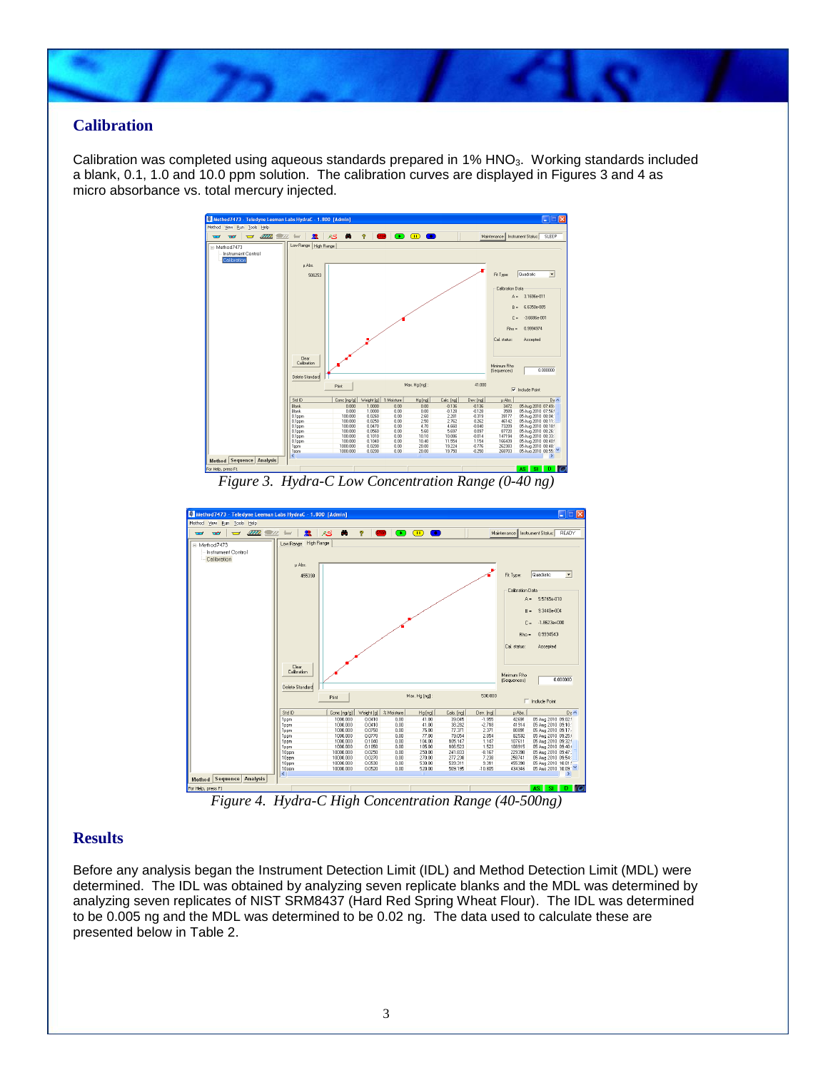## Calibration

Calibration was completed using aqueous standards prepared in 1% $HNO_3$. Working standards included a blank, 0.1, 1.0 and 10.0 ppm solution. The calibration curves are displayed in Figures 3 and 4 as micro absorbance vs. total mercury injected.

*Figure 3. Hydra-C Low Concentration Range (0-40 ng)*

*Figure 4. Hydra-C High Concentration Range (40-500ng)*

## Results

Before any analysis began the Instrument Detection Limit (IDL) and Method Detection Limit (MDL) were determined. The IDL was obtained by analyzing seven replicate blanks and the MDL was determined by analyzing seven replicates of NIST SRM8437 (Hard Red Spring Wheat Flour). The IDL was determined to be 0.005 ng and the MDL was determined to be 0.02 ng. The data used to calculate these are presented below in Table 2.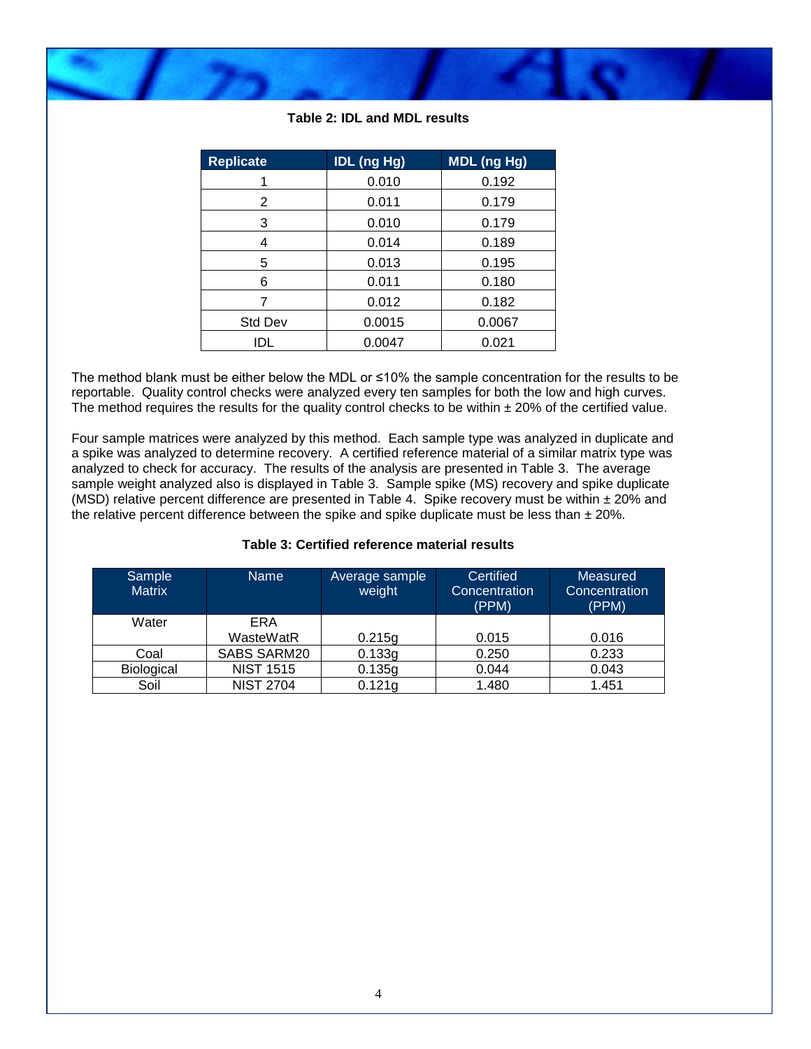**Table 2: IDL and MDL results**

| Replicate | IDL (ng Hg) | MDL (ng Hg) |
|---|---|---|
| 1 | 0.010 | 0.192 |
| 2 | 0.011 | 0.179 |
| 3 | 0.010 | 0.179 |
| 4 | 0.014 | 0.189 |
| 5 | 0.013 | 0.195 |
| 6 | 0.011 | 0.180 |
| 7 | 0.012 | 0.182 |
| Std Dev | 0.0015 | 0.0067 |
| IDL | 0.0047 | 0.021 |

The method blank must be either below the MDL or ≤10% the sample concentration for the results to be reportable. Quality control checks were analyzed every ten samples for both the low and high curves. The method requires the results for the quality control checks to be within ± 20% of the certified value.

Four sample matrices were analyzed by this method. Each sample type was analyzed in duplicate and a spike was analyzed to determine recovery. A certified reference material of a similar matrix type was analyzed to check for accuracy. The results of the analysis are presented in Table 3. The average sample weight analyzed also is displayed in Table 3. Sample spike (MS) recovery and spike duplicate (MSD) relative percent difference are presented in Table 4. Spike recovery must be within ± 20% and the relative percent difference between the spike and spike duplicate must be less than ± 20%.

**Table 3: Certified reference material results**

| Sample Matrix | Name | Average sample weight | Certified Concentration (PPM) | Measured Concentration (PPM) |
|---|---|---|---|---|
| Water | ERA WasteWatR | 0.215g | 0.015 | 0.016 |
| Coal | SABS SARM20 | 0.133g | 0.250 | 0.233 |
| Biological | NIST 1515 | 0.135g | 0.044 | 0.043 |
| Soil | NIST 2704 | 0.121g | 1.480 | 1.451 |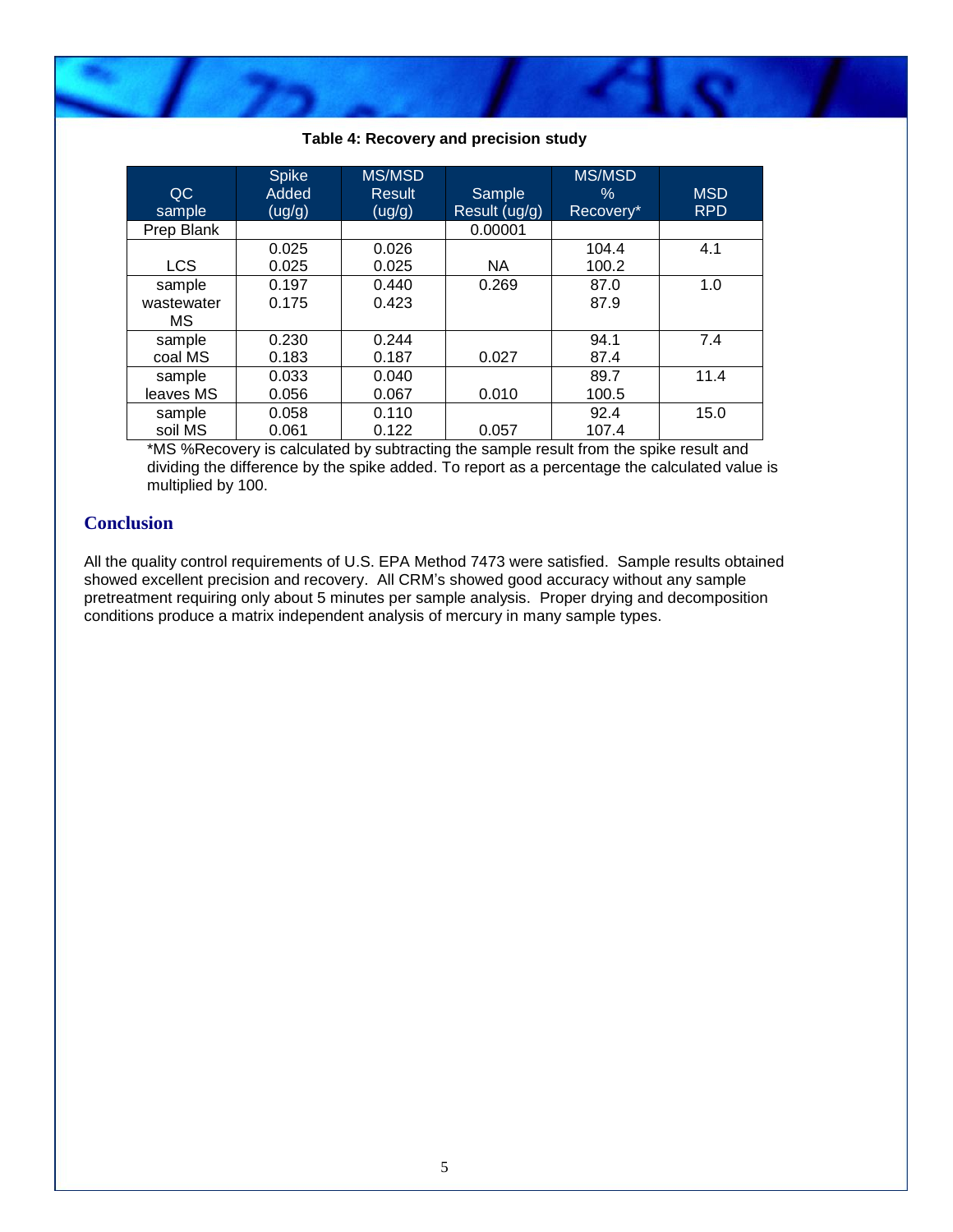**Table 4: Recovery and precision study**

| QC sample | Spike Added (ug/g) | MS/MSD Result (ug/g) | Sample Result (ug/g) | MS/MSD % Recovery* | MSD RPD |
|---|---|---|---|---|---|
| Prep Blank | | | 0.00001 | | |
| LCS | 0.025<br>0.025 | 0.026<br>0.025 | NA | 104.4<br>100.2 | 4.1 |
| sample wastewater MS | 0.197<br>0.175 | 0.440<br>0.423 | 0.269 | 87.0<br>87.9 | 1.0 |
| sample coal MS | 0.230<br>0.183 | 0.244<br>0.187 | 0.027 | 94.1<br>87.4 | 7.4 |
| sample leaves MS | 0.033<br>0.056 | 0.040<br>0.067 | 0.010 | 89.7<br>100.5 | 11.4 |
| sample soil MS | 0.058<br>0.061 | 0.110<br>0.122 | 0.057 | 92.4<br>107.4 | 15.0 |

*MS %Recovery is calculated by subtracting the sample result from the spike result and dividing the difference by the spike added. To report as a percentage the calculated value is multiplied by 100.

## Conclusion

All the quality control requirements of U.S. EPA Method 7473 were satisfied. Sample results obtained showed excellent precision and recovery. All CRM's showed good accuracy without any sample pretreatment requiring only about 5 minutes per sample analysis. Proper drying and decomposition conditions produce a matrix independent analysis of mercury in many sample types.